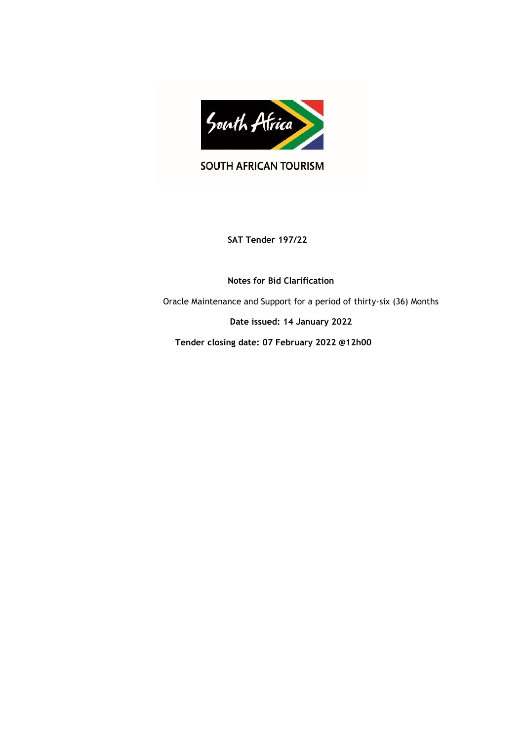SOUTH AFRICAN TOURISM

**SAT Tender 197/22**

**Notes for Bid Clarification**

Oracle Maintenance and Support for a period of thirty-six (36) Months

**Date issued: 14 January 2022**

**Tender closing date: 07 February 2022 @12h00**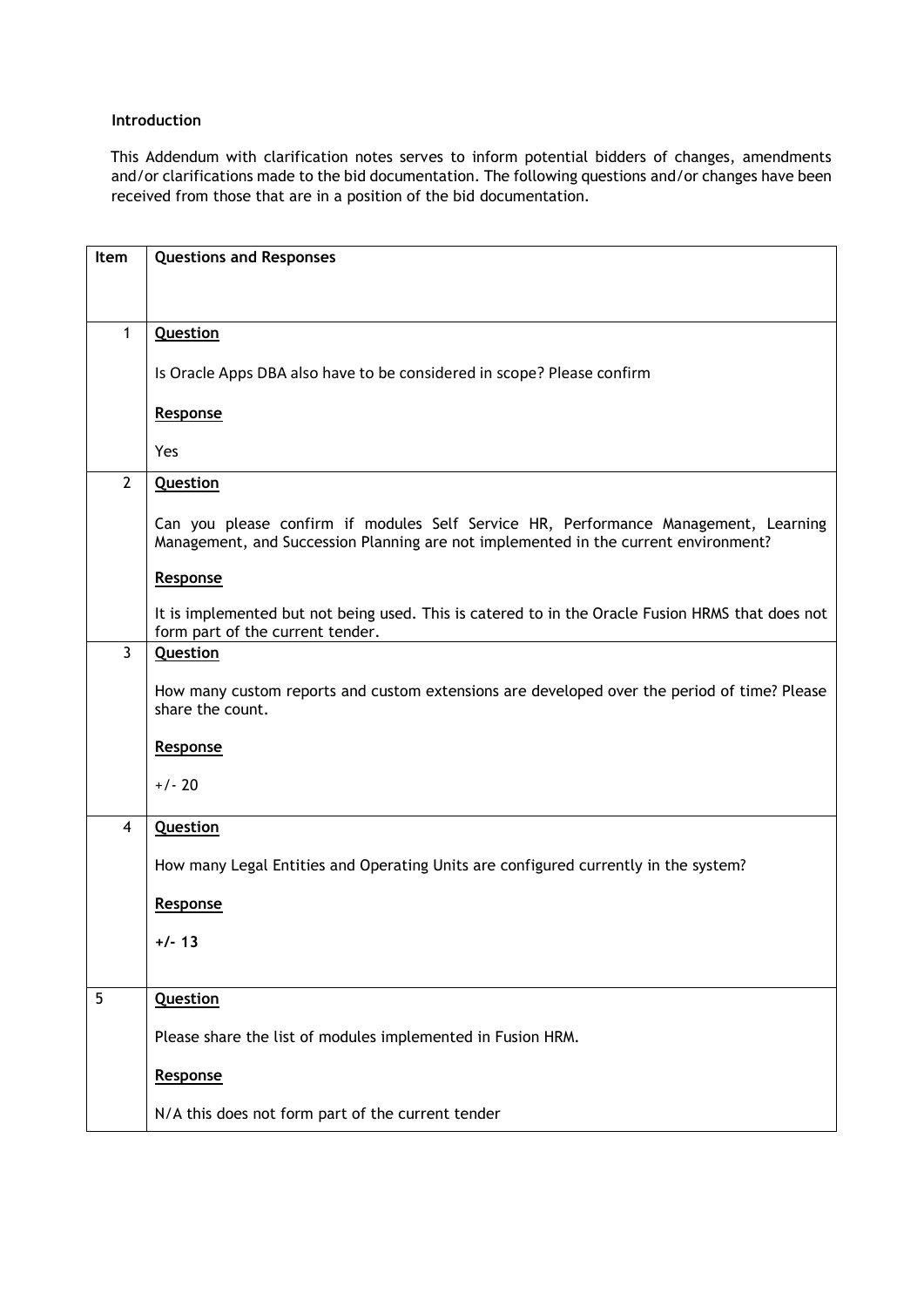**Introduction**

This Addendum with clarification notes serves to inform potential bidders of changes, amendments and/or clarifications made to the bid documentation. The following questions and/or changes have been received from those that are in a position of the bid documentation.

| Item | Questions and Responses |
|---|---|
| 1 | **Question**<br><br>Is Oracle Apps DBA also have to be considered in scope? Please confirm<br><br>**Response**<br><br>Yes |
| 2 | **Question**<br><br>Can you please confirm if modules Self Service HR, Performance Management, Learning Management, and Succession Planning are not implemented in the current environment?<br><br>**Response**<br><br>It is implemented but not being used. This is catered to in the Oracle Fusion HRMS that does not form part of the current tender. |
| 3 | **Question**<br><br>How many custom reports and custom extensions are developed over the period of time? Please share the count.<br><br>**Response**<br><br>+/- 20 |
| 4 | **Question**<br><br>How many Legal Entities and Operating Units are configured currently in the system?<br><br>**Response**<br><br>**+/- 13** |
| 5 | **Question**<br><br>Please share the list of modules implemented in Fusion HRM.<br><br>**Response**<br><br>N/A this does not form part of the current tender |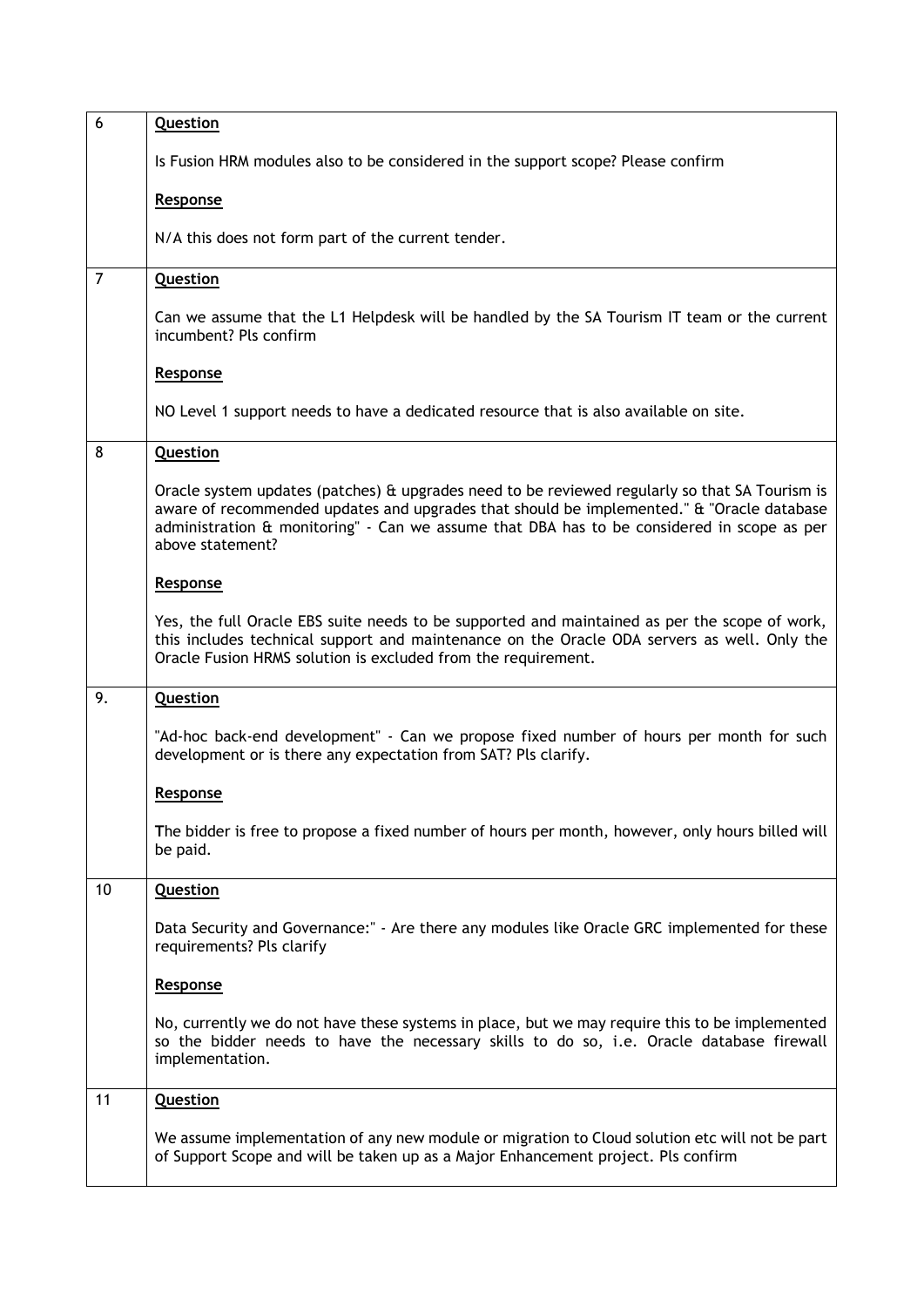| | |
|---|---|
| 6 | **Question**<br><br>Is Fusion HRM modules also to be considered in the support scope? Please confirm<br><br>**Response**<br><br>N/A this does not form part of the current tender. |
| 7 | **Question**<br><br>Can we assume that the L1 Helpdesk will be handled by the SA Tourism IT team or the current incumbent? Pls confirm<br><br>**Response**<br><br>NO Level 1 support needs to have a dedicated resource that is also available on site. |
| 8 | **Question**<br><br>Oracle system updates (patches) & upgrades need to be reviewed regularly so that SA Tourism is aware of recommended updates and upgrades that should be implemented." & "Oracle database administration & monitoring" - Can we assume that DBA has to be considered in scope as per above statement?<br><br>**Response**<br><br>Yes, the full Oracle EBS suite needs to be supported and maintained as per the scope of work, this includes technical support and maintenance on the Oracle ODA servers as well. Only the Oracle Fusion HRMS solution is excluded from the requirement. |
| 9. | **Question**<br><br>"Ad-hoc back-end development" - Can we propose fixed number of hours per month for such development or is there any expectation from SAT? Pls clarify.<br><br>**Response**<br><br>The bidder is free to propose a fixed number of hours per month, however, only hours billed will be paid. |
| 10 | **Question**<br><br>Data Security and Governance:" - Are there any modules like Oracle GRC implemented for these requirements? Pls clarify<br><br>**Response**<br><br>No, currently we do not have these systems in place, but we may require this to be implemented so the bidder needs to have the necessary skills to do so, i.e. Oracle database firewall implementation. |
| 11 | **Question**<br><br>We assume implementation of any new module or migration to Cloud solution etc will not be part of Support Scope and will be taken up as a Major Enhancement project. Pls confirm |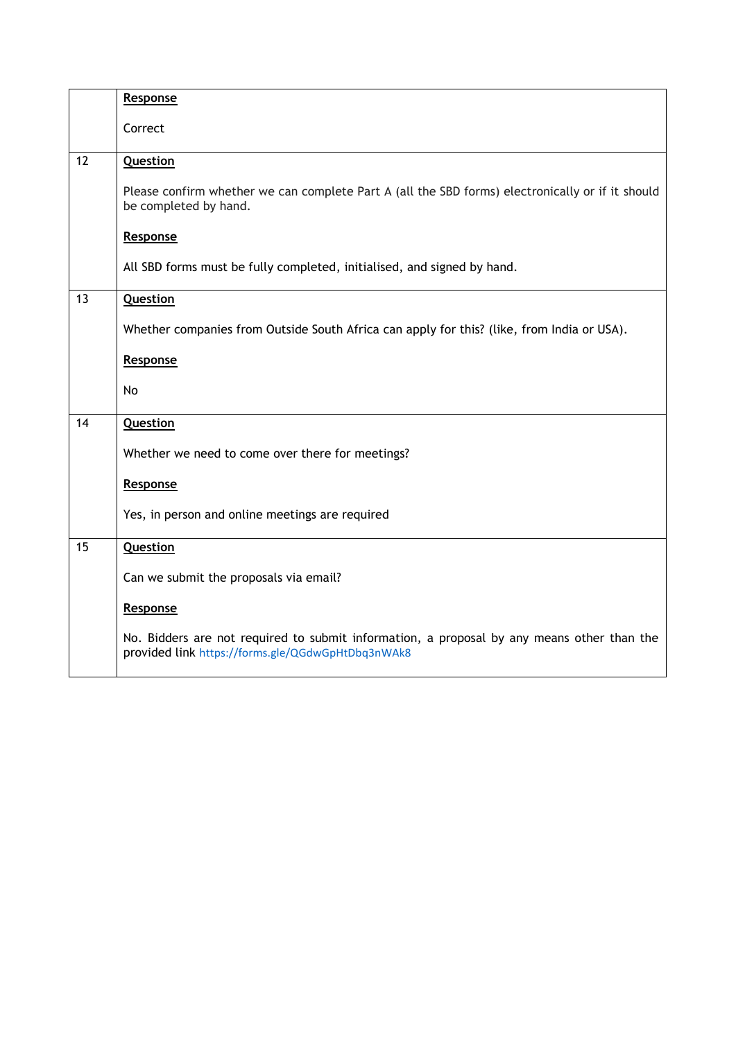| | |
|---|---|
| | **Response**<br><br>Correct |
| 12 | **Question**<br><br>Please confirm whether we can complete Part A (all the SBD forms) electronically or if it should be completed by hand.<br><br>**Response**<br><br>All SBD forms must be fully completed, initialised, and signed by hand. |
| 13 | **Question**<br><br>Whether companies from Outside South Africa can apply for this? (like, from India or USA).<br><br>**Response**<br><br>No |
| 14 | **Question**<br><br>Whether we need to come over there for meetings?<br><br>**Response**<br><br>Yes, in person and online meetings are required |
| 15 | **Question**<br><br>Can we submit the proposals via email?<br><br>**Response**<br><br>No. Bidders are not required to submit information, a proposal by any means other than the provided link https://forms.gle/QGdwGpHtDbq3nWAk8 |